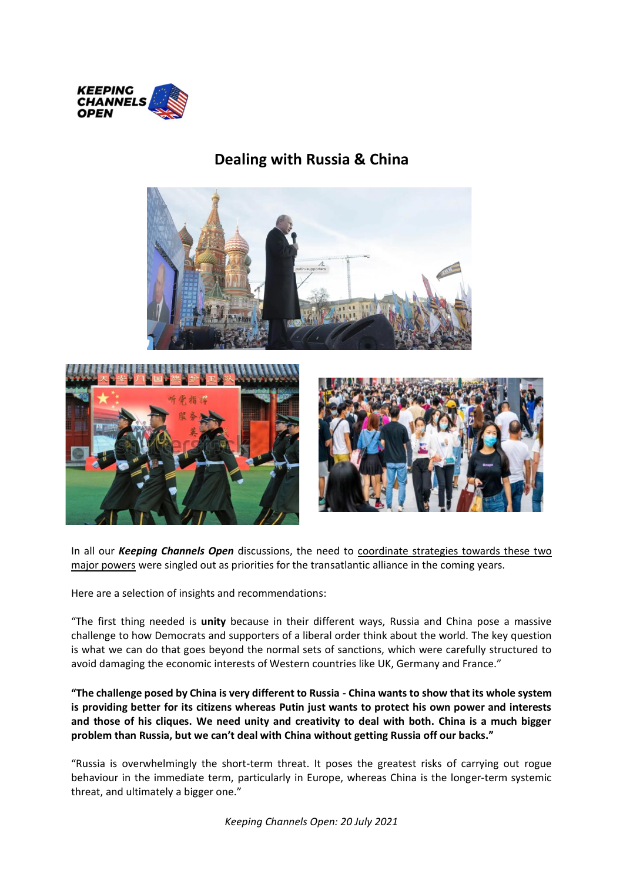# Dealing with Russia & China

In all our ***Keeping Channels Open*** discussions, the need to coordinate strategies towards these two major powers were singled out as priorities for the transatlantic alliance in the coming years.

Here are a selection of insights and recommendations:

"The first thing needed is **unity** because in their different ways, Russia and China pose a massive challenge to how Democrats and supporters of a liberal order think about the world. The key question is what we can do that goes beyond the normal sets of sanctions, which were carefully structured to avoid damaging the economic interests of Western countries like UK, Germany and France."

**"The challenge posed by China is very different to Russia - China wants to show that its whole system is providing better for its citizens whereas Putin just wants to protect his own power and interests and those of his cliques. We need unity and creativity to deal with both. China is a much bigger problem than Russia, but we can't deal with China without getting Russia off our backs."**

"Russia is overwhelmingly the short-term threat. It poses the greatest risks of carrying out rogue behaviour in the immediate term, particularly in Europe, whereas China is the longer-term systemic threat, and ultimately a bigger one."

*Keeping Channels Open: 20 July 2021*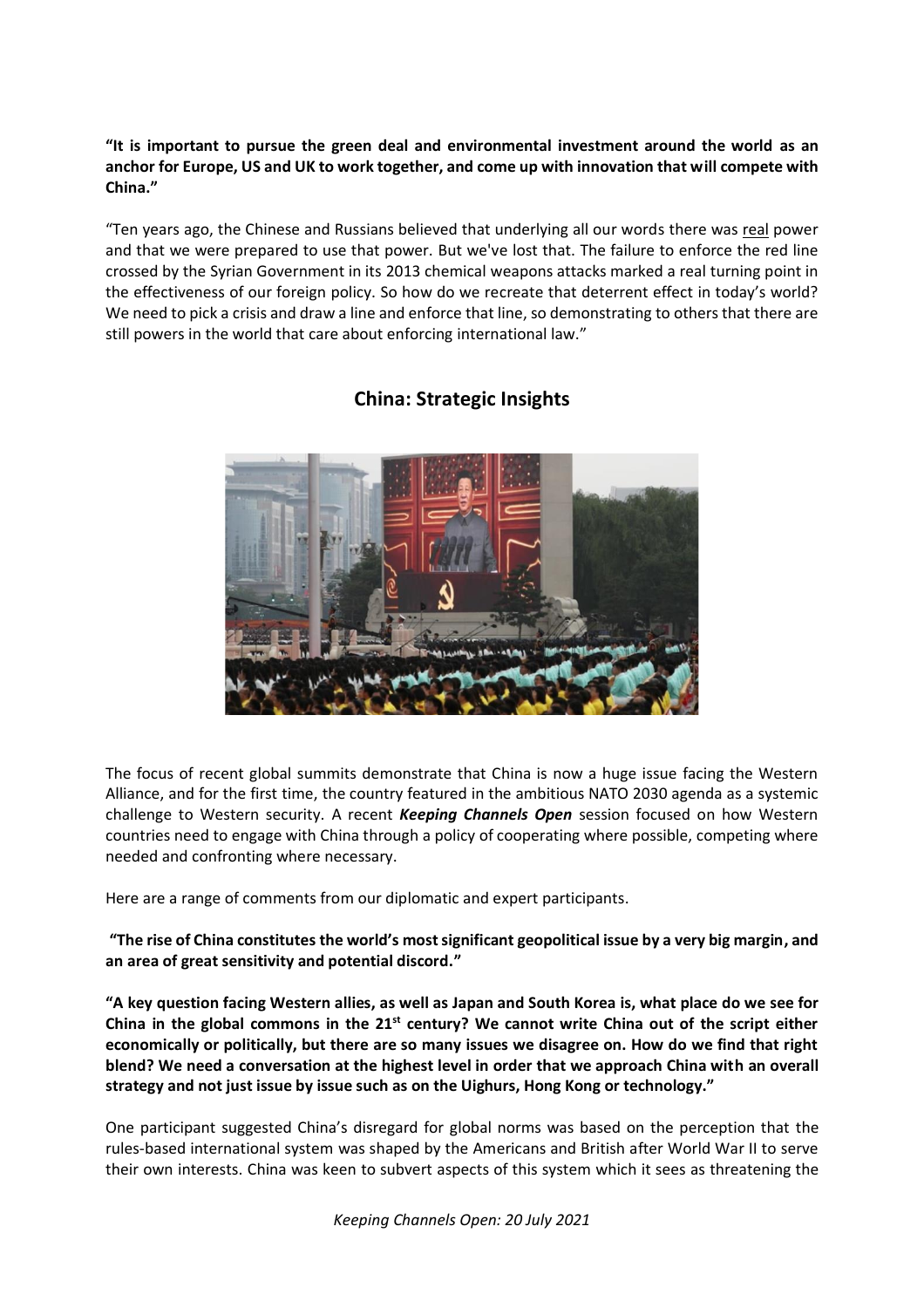**"It is important to pursue the green deal and environmental investment around the world as an anchor for Europe, US and UK to work together, and come up with innovation that will compete with China."**

"Ten years ago, the Chinese and Russians believed that underlying all our words there was real power and that we were prepared to use that power. But we've lost that. The failure to enforce the red line crossed by the Syrian Government in its 2013 chemical weapons attacks marked a real turning point in the effectiveness of our foreign policy. So how do we recreate that deterrent effect in today's world? We need to pick a crisis and draw a line and enforce that line, so demonstrating to others that there are still powers in the world that care about enforcing international law."

## China: Strategic Insights

The focus of recent global summits demonstrate that China is now a huge issue facing the Western Alliance, and for the first time, the country featured in the ambitious NATO 2030 agenda as a systemic challenge to Western security. A recent ***Keeping Channels Open*** session focused on how Western countries need to engage with China through a policy of cooperating where possible, competing where needed and confronting where necessary.

Here are a range of comments from our diplomatic and expert participants.

**"The rise of China constitutes the world's most significant geopolitical issue by a very big margin, and an area of great sensitivity and potential discord."**

**"A key question facing Western allies, as well as Japan and South Korea is, what place do we see for China in the global commons in the 21st century? We cannot write China out of the script either economically or politically, but there are so many issues we disagree on. How do we find that right blend? We need a conversation at the highest level in order that we approach China with an overall strategy and not just issue by issue such as on the Uighurs, Hong Kong or technology."**

One participant suggested China's disregard for global norms was based on the perception that the rules-based international system was shaped by the Americans and British after World War II to serve their own interests. China was keen to subvert aspects of this system which it sees as threatening the

*Keeping Channels Open: 20 July 2021*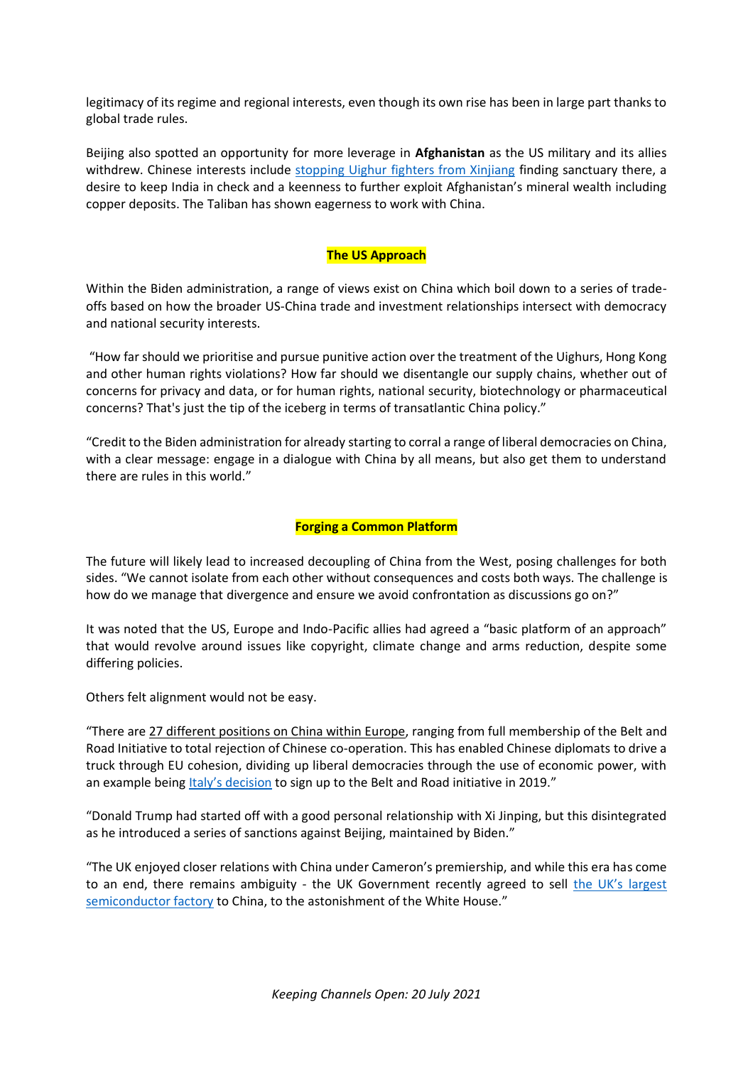legitimacy of its regime and regional interests, even though its own rise has been in large part thanks to global trade rules.

Beijing also spotted an opportunity for more leverage in **Afghanistan** as the US military and its allies withdrew. Chinese interests include stopping Uighur fighters from Xinjiang finding sanctuary there, a desire to keep India in check and a keenness to further exploit Afghanistan's mineral wealth including copper deposits. The Taliban has shown eagerness to work with China.

## The US Approach

Within the Biden administration, a range of views exist on China which boil down to a series of trade-offs based on how the broader US-China trade and investment relationships intersect with democracy and national security interests.

"How far should we prioritise and pursue punitive action over the treatment of the Uighurs, Hong Kong and other human rights violations? How far should we disentangle our supply chains, whether out of concerns for privacy and data, or for human rights, national security, biotechnology or pharmaceutical concerns? That's just the tip of the iceberg in terms of transatlantic China policy."

"Credit to the Biden administration for already starting to corral a range of liberal democracies on China, with a clear message: engage in a dialogue with China by all means, but also get them to understand there are rules in this world."

## Forging a Common Platform

The future will likely lead to increased decoupling of China from the West, posing challenges for both sides. "We cannot isolate from each other without consequences and costs both ways. The challenge is how do we manage that divergence and ensure we avoid confrontation as discussions go on?"

It was noted that the US, Europe and Indo-Pacific allies had agreed a "basic platform of an approach" that would revolve around issues like copyright, climate change and arms reduction, despite some differing policies.

Others felt alignment would not be easy.

"There are 27 different positions on China within Europe, ranging from full membership of the Belt and Road Initiative to total rejection of Chinese co-operation. This has enabled Chinese diplomats to drive a truck through EU cohesion, dividing up liberal democracies through the use of economic power, with an example being Italy's decision to sign up to the Belt and Road initiative in 2019."

"Donald Trump had started off with a good personal relationship with Xi Jinping, but this disintegrated as he introduced a series of sanctions against Beijing, maintained by Biden."

"The UK enjoyed closer relations with China under Cameron's premiership, and while this era has come to an end, there remains ambiguity - the UK Government recently agreed to sell the UK's largest semiconductor factory to China, to the astonishment of the White House."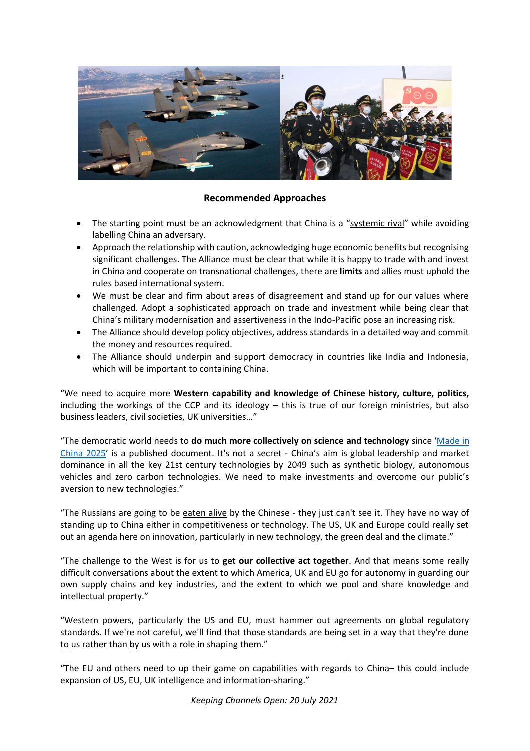**Recommended Approaches**

- The starting point must be an acknowledgment that China is a "systemic rival" while avoiding labelling China an adversary.
- Approach the relationship with caution, acknowledging huge economic benefits but recognising significant challenges. The Alliance must be clear that while it is happy to trade with and invest in China and cooperate on transnational challenges, there are **limits** and allies must uphold the rules based international system.
- We must be clear and firm about areas of disagreement and stand up for our values where challenged. Adopt a sophisticated approach on trade and investment while being clear that China's military modernisation and assertiveness in the Indo-Pacific pose an increasing risk.
- The Alliance should develop policy objectives, address standards in a detailed way and commit the money and resources required.
- The Alliance should underpin and support democracy in countries like India and Indonesia, which will be important to containing China.

"We need to acquire more **Western capability and knowledge of Chinese history, culture, politics,** including the workings of the CCP and its ideology – this is true of our foreign ministries, but also business leaders, civil societies, UK universities…"

"The democratic world needs to **do much more collectively on science and technology** since 'Made in China 2025' is a published document. It's not a secret - China's aim is global leadership and market dominance in all the key 21st century technologies by 2049 such as synthetic biology, autonomous vehicles and zero carbon technologies. We need to make investments and overcome our public's aversion to new technologies."

"The Russians are going to be eaten alive by the Chinese - they just can't see it. They have no way of standing up to China either in competitiveness or technology. The US, UK and Europe could really set out an agenda here on innovation, particularly in new technology, the green deal and the climate."

"The challenge to the West is for us to **get our collective act together**. And that means some really difficult conversations about the extent to which America, UK and EU go for autonomy in guarding our own supply chains and key industries, and the extent to which we pool and share knowledge and intellectual property."

"Western powers, particularly the US and EU, must hammer out agreements on global regulatory standards. If we're not careful, we'll find that those standards are being set in a way that they're done to us rather than by us with a role in shaping them."

"The EU and others need to up their game on capabilities with regards to China– this could include expansion of US, EU, UK intelligence and information-sharing."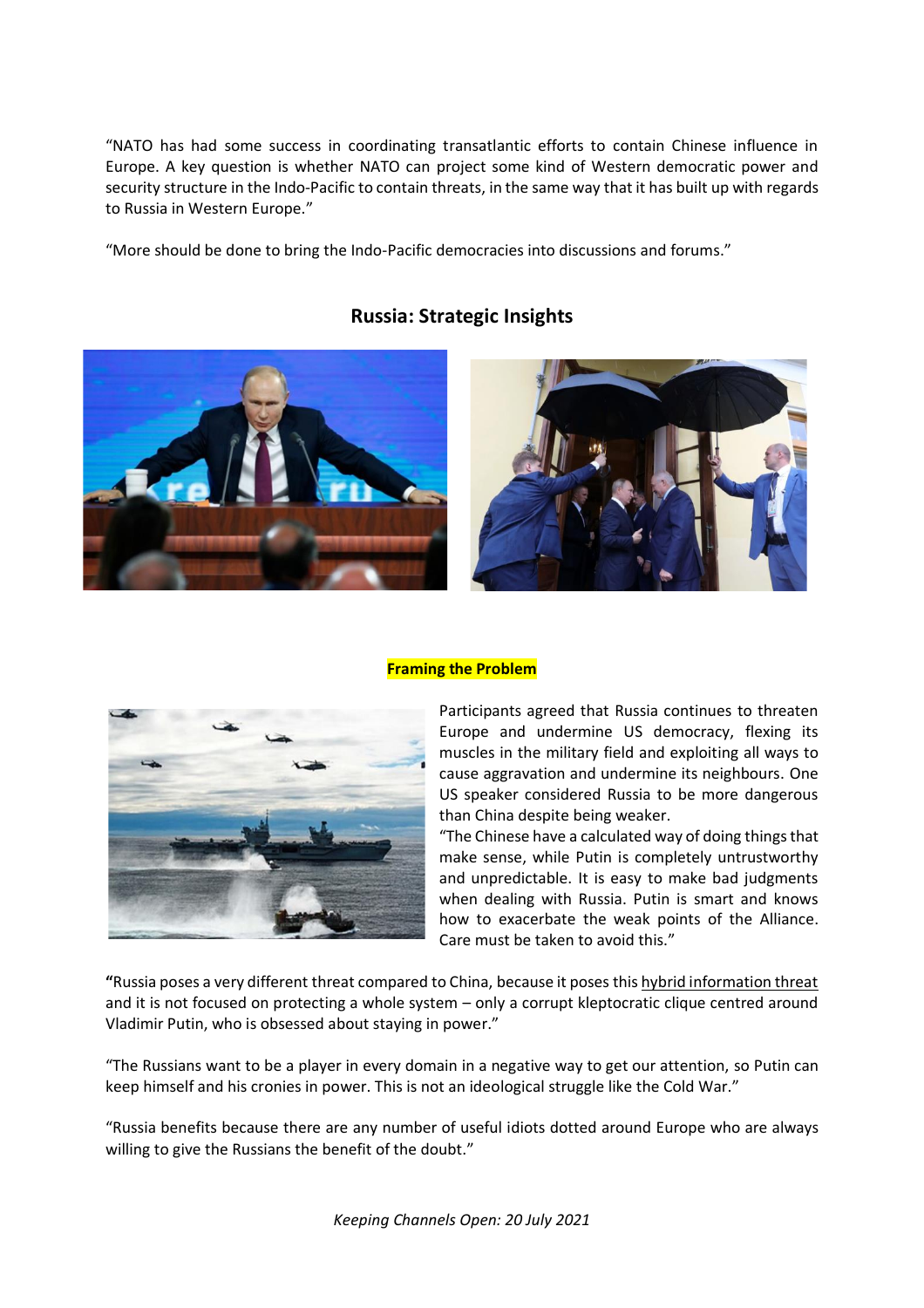"NATO has had some success in coordinating transatlantic efforts to contain Chinese influence in Europe. A key question is whether NATO can project some kind of Western democratic power and security structure in the Indo-Pacific to contain threats, in the same way that it has built up with regards to Russia in Western Europe."

"More should be done to bring the Indo-Pacific democracies into discussions and forums."

## Russia: Strategic Insights

### Framing the Problem

Participants agreed that Russia continues to threaten Europe and undermine US democracy, flexing its muscles in the military field and exploiting all ways to cause aggravation and undermine its neighbours. One US speaker considered Russia to be more dangerous than China despite being weaker.

"The Chinese have a calculated way of doing things that make sense, while Putin is completely untrustworthy and unpredictable. It is easy to make bad judgments when dealing with Russia. Putin is smart and knows how to exacerbate the weak points of the Alliance. Care must be taken to avoid this."

**"**Russia poses a very different threat compared to China, because it poses this hybrid information threat and it is not focused on protecting a whole system – only a corrupt kleptocratic clique centred around Vladimir Putin, who is obsessed about staying in power."

"The Russians want to be a player in every domain in a negative way to get our attention, so Putin can keep himself and his cronies in power. This is not an ideological struggle like the Cold War."

"Russia benefits because there are any number of useful idiots dotted around Europe who are always willing to give the Russians the benefit of the doubt."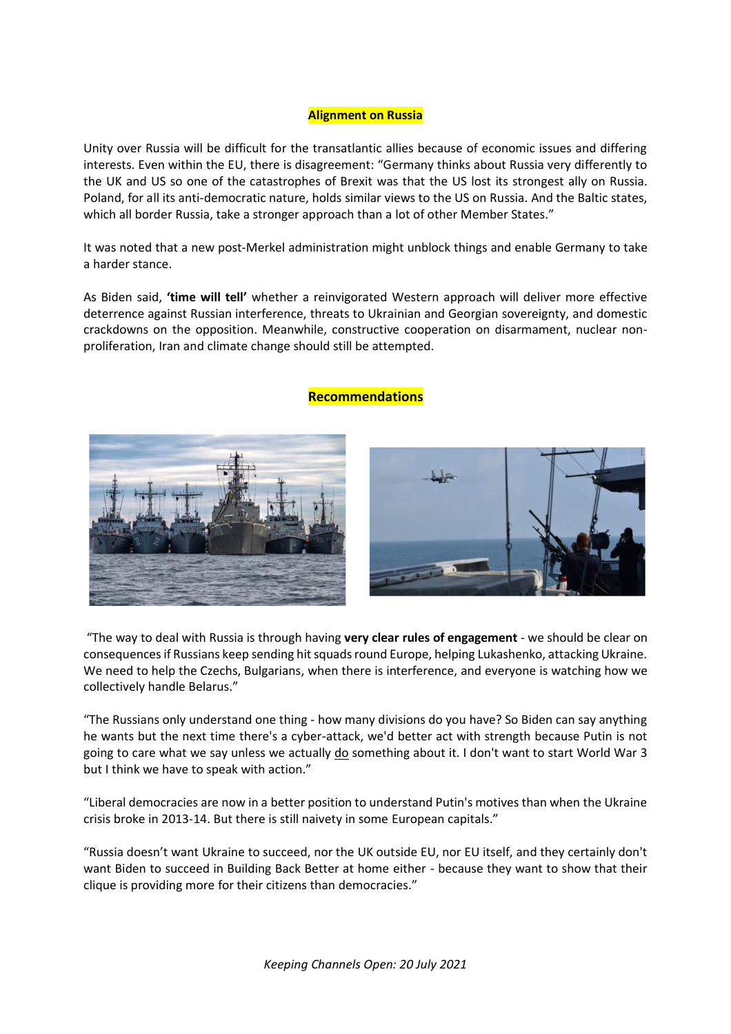## Alignment on Russia

Unity over Russia will be difficult for the transatlantic allies because of economic issues and differing interests. Even within the EU, there is disagreement: "Germany thinks about Russia very differently to the UK and US so one of the catastrophes of Brexit was that the US lost its strongest ally on Russia. Poland, for all its anti-democratic nature, holds similar views to the US on Russia. And the Baltic states, which all border Russia, take a stronger approach than a lot of other Member States."

It was noted that a new post-Merkel administration might unblock things and enable Germany to take a harder stance.

As Biden said, **'time will tell'** whether a reinvigorated Western approach will deliver more effective deterrence against Russian interference, threats to Ukrainian and Georgian sovereignty, and domestic crackdowns on the opposition. Meanwhile, constructive cooperation on disarmament, nuclear non-proliferation, Iran and climate change should still be attempted.

## Recommendations

"The way to deal with Russia is through having **very clear rules of engagement** - we should be clear on consequences if Russians keep sending hit squads round Europe, helping Lukashenko, attacking Ukraine. We need to help the Czechs, Bulgarians, when there is interference, and everyone is watching how we collectively handle Belarus."

"The Russians only understand one thing - how many divisions do you have? So Biden can say anything he wants but the next time there's a cyber-attack, we'd better act with strength because Putin is not going to care what we say unless we actually <u>do</u> something about it. I don't want to start World War 3 but I think we have to speak with action."

"Liberal democracies are now in a better position to understand Putin's motives than when the Ukraine crisis broke in 2013-14. But there is still naivety in some European capitals."

"Russia doesn't want Ukraine to succeed, nor the UK outside EU, nor EU itself, and they certainly don't want Biden to succeed in Building Back Better at home either - because they want to show that their clique is providing more for their citizens than democracies."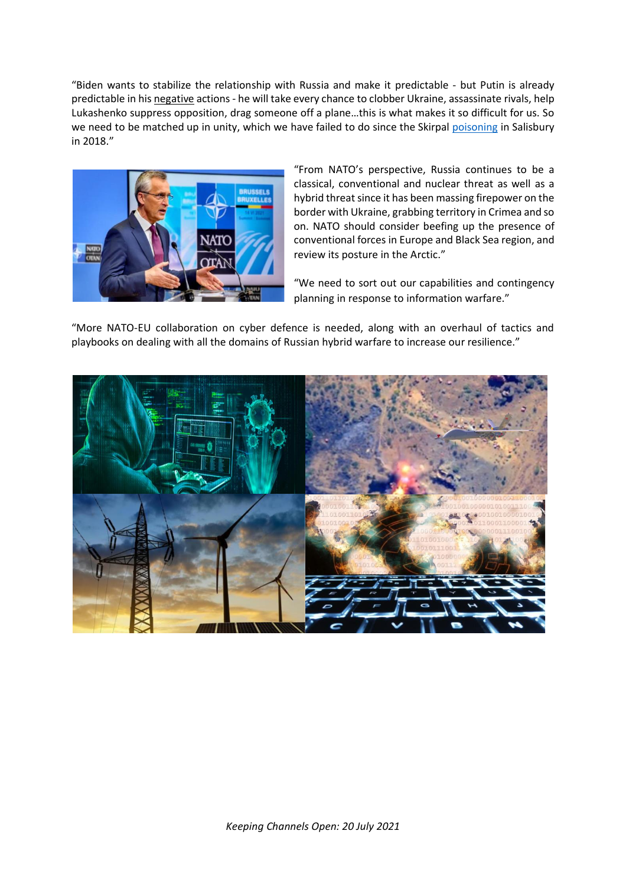"Biden wants to stabilize the relationship with Russia and make it predictable - but Putin is already predictable in his negative actions - he will take every chance to clobber Ukraine, assassinate rivals, help Lukashenko suppress opposition, drag someone off a plane…this is what makes it so difficult for us. So we need to be matched up in unity, which we have failed to do since the Skirpal poisoning in Salisbury in 2018."

"From NATO's perspective, Russia continues to be a classical, conventional and nuclear threat as well as a hybrid threat since it has been massing firepower on the border with Ukraine, grabbing territory in Crimea and so on. NATO should consider beefing up the presence of conventional forces in Europe and Black Sea region, and review its posture in the Arctic."

"We need to sort out our capabilities and contingency planning in response to information warfare."

"More NATO-EU collaboration on cyber defence is needed, along with an overhaul of tactics and playbooks on dealing with all the domains of Russian hybrid warfare to increase our resilience."

*Keeping Channels Open: 20 July 2021*